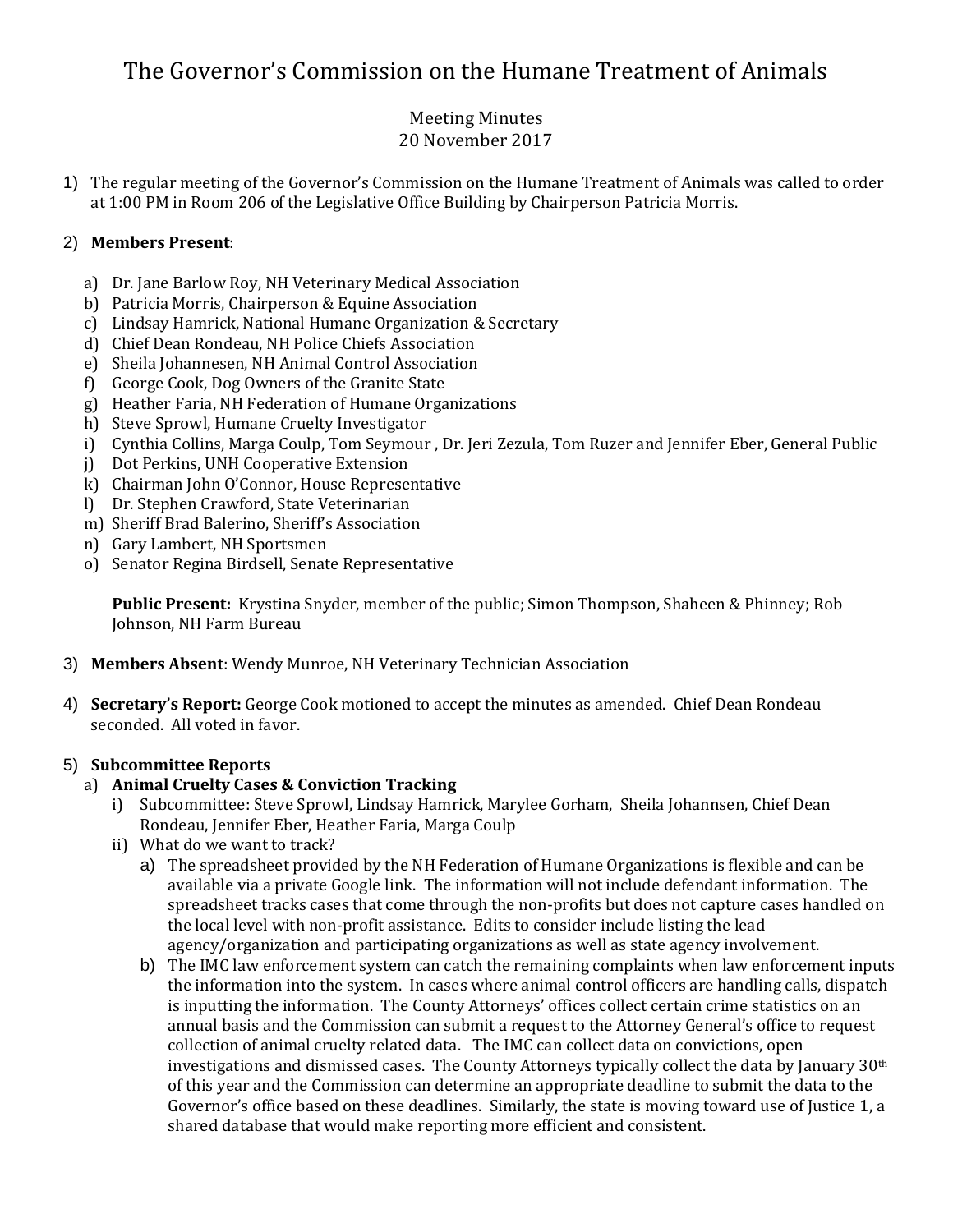# The Governor's Commission on the Humane Treatment of Animals

Meeting Minutes
20 November 2017

1) The regular meeting of the Governor's Commission on the Humane Treatment of Animals was called to order at 1:00 PM in Room 206 of the Legislative Office Building by Chairperson Patricia Morris.

2) **Members Present**:

   a) Dr. Jane Barlow Roy, NH Veterinary Medical Association
   b) Patricia Morris, Chairperson & Equine Association
   c) Lindsay Hamrick, National Humane Organization & Secretary
   d) Chief Dean Rondeau, NH Police Chiefs Association
   e) Sheila Johannesen, NH Animal Control Association
   f) George Cook, Dog Owners of the Granite State
   g) Heather Faria, NH Federation of Humane Organizations
   h) Steve Sprowl, Humane Cruelty Investigator
   i) Cynthia Collins, Marga Coulp, Tom Seymour , Dr. Jeri Zezula, Tom Ruzer and Jennifer Eber, General Public
   j) Dot Perkins, UNH Cooperative Extension
   k) Chairman John O'Connor, House Representative
   l) Dr. Stephen Crawford, State Veterinarian
   m) Sheriff Brad Balerino, Sheriff's Association
   n) Gary Lambert, NH Sportsmen
   o) Senator Regina Birdsell, Senate Representative

   **Public Present:** Krystina Snyder, member of the public; Simon Thompson, Shaheen & Phinney; Rob Johnson, NH Farm Bureau

3) **Members Absent**: Wendy Munroe, NH Veterinary Technician Association

4) **Secretary's Report:** George Cook motioned to accept the minutes as amended. Chief Dean Rondeau seconded. All voted in favor.

5) **Subcommittee Reports**
   a) **Animal Cruelty Cases & Conviction Tracking**
      i) Subcommittee: Steve Sprowl, Lindsay Hamrick, Marylee Gorham, Sheila Johannsen, Chief Dean Rondeau, Jennifer Eber, Heather Faria, Marga Coulp
      ii) What do we want to track?
         a) The spreadsheet provided by the NH Federation of Humane Organizations is flexible and can be available via a private Google link. The information will not include defendant information. The spreadsheet tracks cases that come through the non-profits but does not capture cases handled on the local level with non-profit assistance. Edits to consider include listing the lead agency/organization and participating organizations as well as state agency involvement.
         b) The IMC law enforcement system can catch the remaining complaints when law enforcement inputs the information into the system. In cases where animal control officers are handling calls, dispatch is inputting the information. The County Attorneys' offices collect certain crime statistics on an annual basis and the Commission can submit a request to the Attorney General's office to request collection of animal cruelty related data. The IMC can collect data on convictions, open investigations and dismissed cases. The County Attorneys typically collect the data by January 30th of this year and the Commission can determine an appropriate deadline to submit the data to the Governor's office based on these deadlines. Similarly, the state is moving toward use of Justice 1, a shared database that would make reporting more efficient and consistent.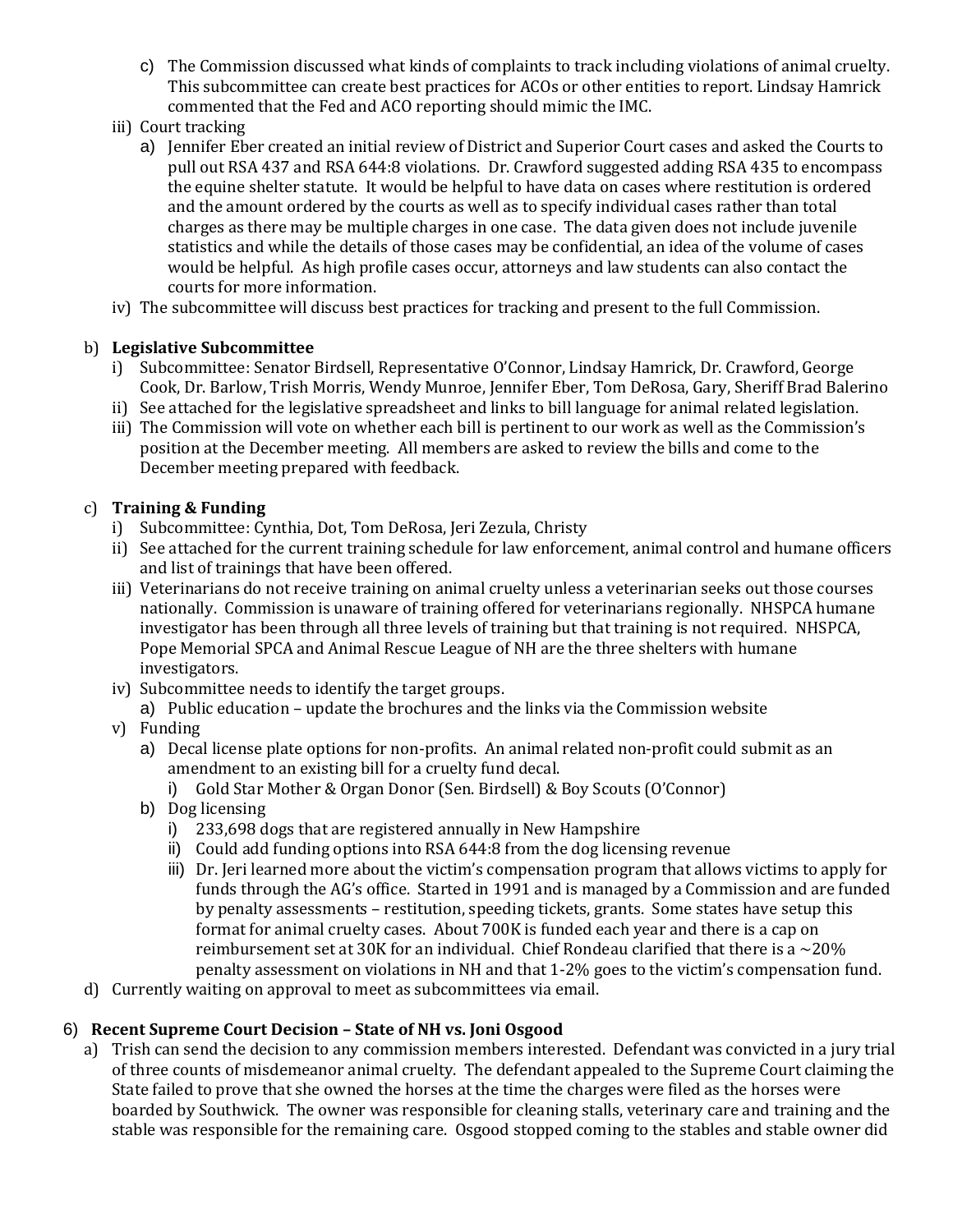c) The Commission discussed what kinds of complaints to track including violations of animal cruelty. This subcommittee can create best practices for ACOs or other entities to report. Lindsay Hamrick commented that the Fed and ACO reporting should mimic the IMC.

iii) Court tracking

a) Jennifer Eber created an initial review of District and Superior Court cases and asked the Courts to pull out RSA 437 and RSA 644:8 violations. Dr. Crawford suggested adding RSA 435 to encompass the equine shelter statute. It would be helpful to have data on cases where restitution is ordered and the amount ordered by the courts as well as to specify individual cases rather than total charges as there may be multiple charges in one case. The data given does not include juvenile statistics and while the details of those cases may be confidential, an idea of the volume of cases would be helpful. As high profile cases occur, attorneys and law students can also contact the courts for more information.

iv) The subcommittee will discuss best practices for tracking and present to the full Commission.

b) **Legislative Subcommittee**

i) Subcommittee: Senator Birdsell, Representative O'Connor, Lindsay Hamrick, Dr. Crawford, George Cook, Dr. Barlow, Trish Morris, Wendy Munroe, Jennifer Eber, Tom DeRosa, Gary, Sheriff Brad Balerino

ii) See attached for the legislative spreadsheet and links to bill language for animal related legislation.

iii) The Commission will vote on whether each bill is pertinent to our work as well as the Commission's position at the December meeting. All members are asked to review the bills and come to the December meeting prepared with feedback.

c) **Training & Funding**

i) Subcommittee: Cynthia, Dot, Tom DeRosa, Jeri Zezula, Christy

ii) See attached for the current training schedule for law enforcement, animal control and humane officers and list of trainings that have been offered.

iii) Veterinarians do not receive training on animal cruelty unless a veterinarian seeks out those courses nationally. Commission is unaware of training offered for veterinarians regionally. NHSPCA humane investigator has been through all three levels of training but that training is not required. NHSPCA, Pope Memorial SPCA and Animal Rescue League of NH are the three shelters with humane investigators.

iv) Subcommittee needs to identify the target groups.

a) Public education – update the brochures and the links via the Commission website

v) Funding

a) Decal license plate options for non-profits. An animal related non-profit could submit as an amendment to an existing bill for a cruelty fund decal.

i) Gold Star Mother & Organ Donor (Sen. Birdsell) & Boy Scouts (O'Connor)

b) Dog licensing

i) 233,698 dogs that are registered annually in New Hampshire

ii) Could add funding options into RSA 644:8 from the dog licensing revenue

iii) Dr. Jeri learned more about the victim's compensation program that allows victims to apply for funds through the AG's office. Started in 1991 and is managed by a Commission and are funded by penalty assessments – restitution, speeding tickets, grants. Some states have setup this format for animal cruelty cases. About 700K is funded each year and there is a cap on reimbursement set at 30K for an individual. Chief Rondeau clarified that there is a ~20% penalty assessment on violations in NH and that 1-2% goes to the victim's compensation fund.

d) Currently waiting on approval to meet as subcommittees via email.

6) **Recent Supreme Court Decision – State of NH vs. Joni Osgood**

a) Trish can send the decision to any commission members interested. Defendant was convicted in a jury trial of three counts of misdemeanor animal cruelty. The defendant appealed to the Supreme Court claiming the State failed to prove that she owned the horses at the time the charges were filed as the horses were boarded by Southwick. The owner was responsible for cleaning stalls, veterinary care and training and the stable was responsible for the remaining care. Osgood stopped coming to the stables and stable owner did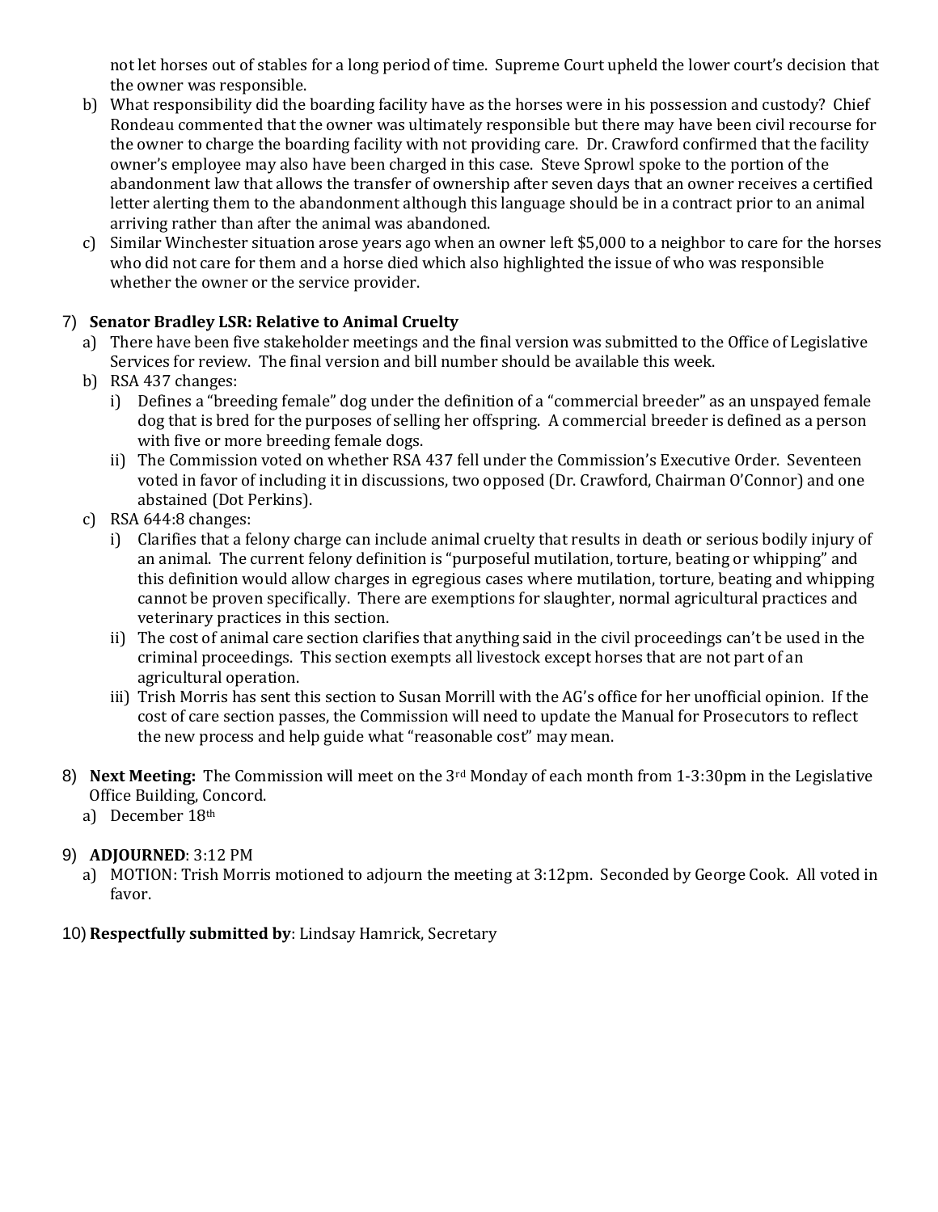not let horses out of stables for a long period of time. Supreme Court upheld the lower court's decision that the owner was responsible.

b) What responsibility did the boarding facility have as the horses were in his possession and custody? Chief Rondeau commented that the owner was ultimately responsible but there may have been civil recourse for the owner to charge the boarding facility with not providing care. Dr. Crawford confirmed that the facility owner's employee may also have been charged in this case. Steve Sprowl spoke to the portion of the abandonment law that allows the transfer of ownership after seven days that an owner receives a certified letter alerting them to the abandonment although this language should be in a contract prior to an animal arriving rather than after the animal was abandoned.

c) Similar Winchester situation arose years ago when an owner left $5,000 to a neighbor to care for the horses who did not care for them and a horse died which also highlighted the issue of who was responsible whether the owner or the service provider.

7) **Senator Bradley LSR: Relative to Animal Cruelty**
   a) There have been five stakeholder meetings and the final version was submitted to the Office of Legislative Services for review. The final version and bill number should be available this week.
   b) RSA 437 changes:
      i) Defines a "breeding female" dog under the definition of a "commercial breeder" as an unspayed female dog that is bred for the purposes of selling her offspring. A commercial breeder is defined as a person with five or more breeding female dogs.
      ii) The Commission voted on whether RSA 437 fell under the Commission's Executive Order. Seventeen voted in favor of including it in discussions, two opposed (Dr. Crawford, Chairman O'Connor) and one abstained (Dot Perkins).
   c) RSA 644:8 changes:
      i) Clarifies that a felony charge can include animal cruelty that results in death or serious bodily injury of an animal. The current felony definition is "purposeful mutilation, torture, beating or whipping" and this definition would allow charges in egregious cases where mutilation, torture, beating and whipping cannot be proven specifically. There are exemptions for slaughter, normal agricultural practices and veterinary practices in this section.
      ii) The cost of animal care section clarifies that anything said in the civil proceedings can't be used in the criminal proceedings. This section exempts all livestock except horses that are not part of an agricultural operation.
      iii) Trish Morris has sent this section to Susan Morrill with the AG's office for her unofficial opinion. If the cost of care section passes, the Commission will need to update the Manual for Prosecutors to reflect the new process and help guide what "reasonable cost" may mean.

8) **Next Meeting:** The Commission will meet on the 3rd Monday of each month from 1-3:30pm in the Legislative Office Building, Concord.
   a) December 18th

9) **ADJOURNED**: 3:12 PM
   a) MOTION: Trish Morris motioned to adjourn the meeting at 3:12pm. Seconded by George Cook. All voted in favor.

10) **Respectfully submitted by**: Lindsay Hamrick, Secretary